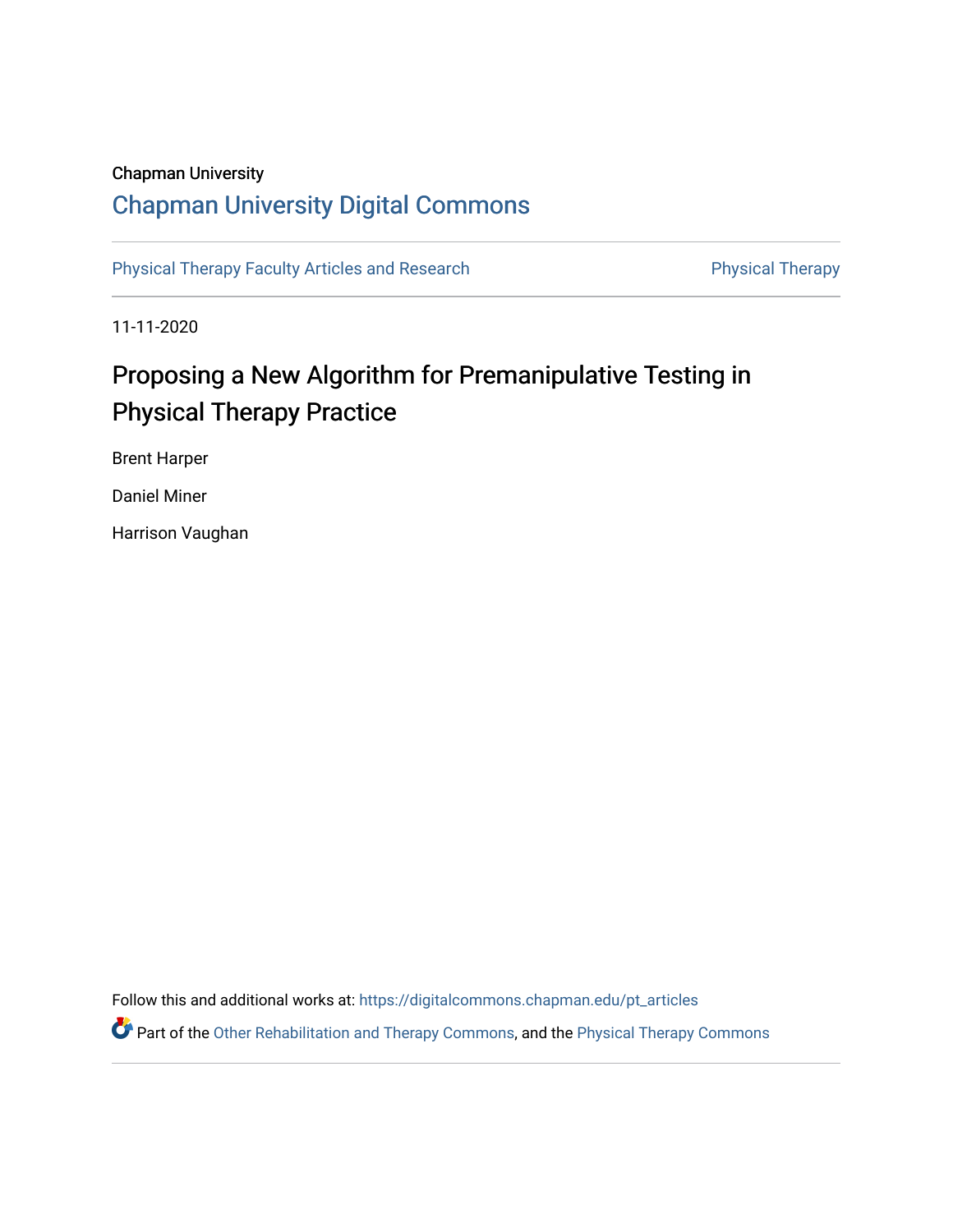Chapman University

## Chapman University Digital Commons

Physical Therapy Faculty Articles and Research | Physical Therapy

11-11-2020

# Proposing a New Algorithm for Premanipulative Testing in Physical Therapy Practice

Brent Harper

Daniel Miner

Harrison Vaughan

Follow this and additional works at: https://digitalcommons.chapman.edu/pt_articles

Part of the Other Rehabilitation and Therapy Commons, and the Physical Therapy Commons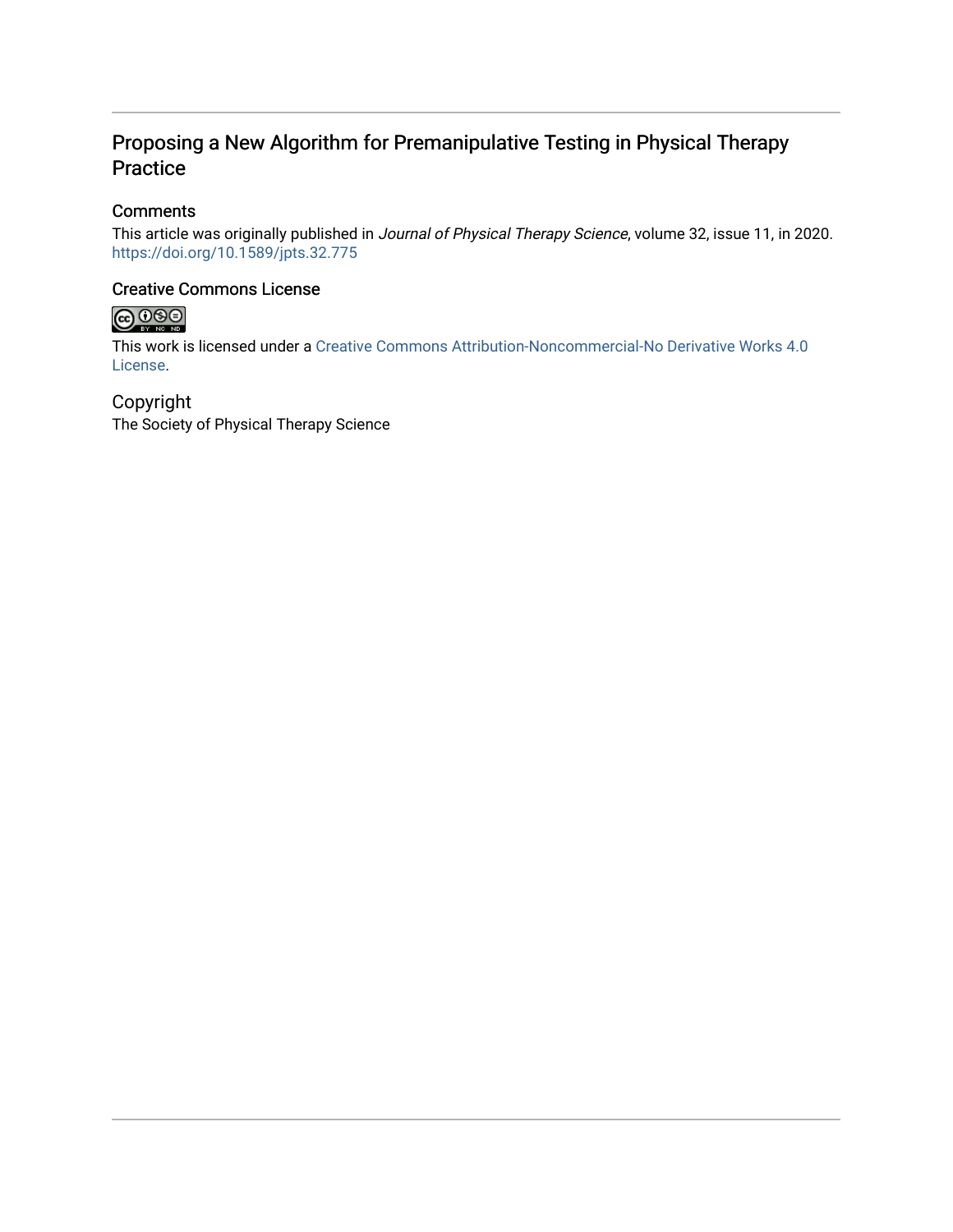# Proposing a New Algorithm for Premanipulative Testing in Physical Therapy Practice

## Comments

This article was originally published in *Journal of Physical Therapy Science*, volume 32, issue 11, in 2020. https://doi.org/10.1589/jpts.32.775

## Creative Commons License

This work is licensed under a Creative Commons Attribution-Noncommercial-No Derivative Works 4.0 License.

## Copyright

The Society of Physical Therapy Science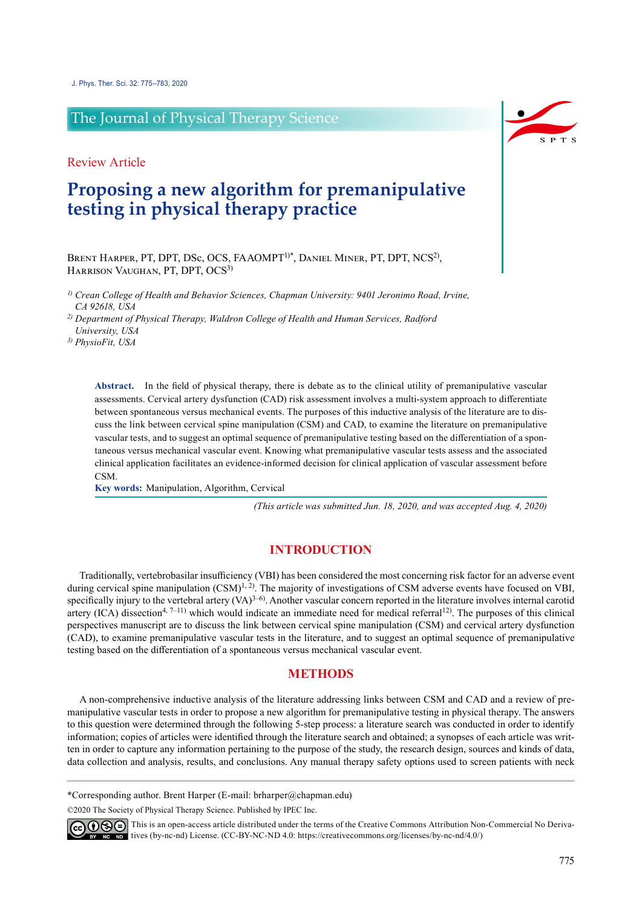Review Article

# Proposing a new algorithm for premanipulative testing in physical therapy practice

Brent Harper, PT, DPT, DSc, OCS, FAAOMPT[1)*], Daniel Miner, PT, DPT, NCS[2)], Harrison Vaughan, PT, DPT, OCS[3)]

*[1)] Crean College of Health and Behavior Sciences, Chapman University: 9401 Jeronimo Road, Irvine, CA 92618, USA*
*[2)] Department of Physical Therapy, Waldron College of Health and Human Services, Radford University, USA*
*[3)] PhysioFit, USA*

**Abstract.** In the field of physical therapy, there is debate as to the clinical utility of premanipulative vascular assessments. Cervical artery dysfunction (CAD) risk assessment involves a multi-system approach to differentiate between spontaneous versus mechanical events. The purposes of this inductive analysis of the literature are to discuss the link between cervical spine manipulation (CSM) and CAD, to examine the literature on premanipulative vascular tests, and to suggest an optimal sequence of premanipulative testing based on the differentiation of a spontaneous versus mechanical vascular event. Knowing what premanipulative vascular tests assess and the associated clinical application facilitates an evidence-informed decision for clinical application of vascular assessment before CSM.

**Key words:** Manipulation, Algorithm, Cervical

*(This article was submitted Jun. 18, 2020, and was accepted Aug. 4, 2020)*

## INTRODUCTION

Traditionally, vertebrobasilar insufficiency (VBI) has been considered the most concerning risk factor for an adverse event during cervical spine manipulation (CSM)[1, 2]. The majority of investigations of CSM adverse events have focused on VBI, specifically injury to the vertebral artery (VA)[3–6]. Another vascular concern reported in the literature involves internal carotid artery (ICA) dissection[4, 7–11] which would indicate an immediate need for medical referral[12]. The purposes of this clinical perspectives manuscript are to discuss the link between cervical spine manipulation (CSM) and cervical artery dysfunction (CAD), to examine premanipulative vascular tests in the literature, and to suggest an optimal sequence of premanipulative testing based on the differentiation of a spontaneous versus mechanical vascular event.

## METHODS

A non-comprehensive inductive analysis of the literature addressing links between CSM and CAD and a review of premanipulative vascular tests in order to propose a new algorithm for premanipulative testing in physical therapy. The answers to this question were determined through the following 5-step process: a literature search was conducted in order to identify information; copies of articles were identified through the literature search and obtained; a synopses of each article was written in order to capture any information pertaining to the purpose of the study, the research design, sources and kinds of data, data collection and analysis, results, and conclusions. Any manual therapy safety options used to screen patients with neck

*Corresponding author. Brent Harper (E-mail: brharper@chapman.edu)

©2020 The Society of Physical Therapy Science. Published by IPEC Inc.

This is an open-access article distributed under the terms of the Creative Commons Attribution Non-Commercial No Derivatives (by-nc-nd) License. (CC-BY-NC-ND 4.0: https://creativecommons.org/licenses/by-nc-nd/4.0/)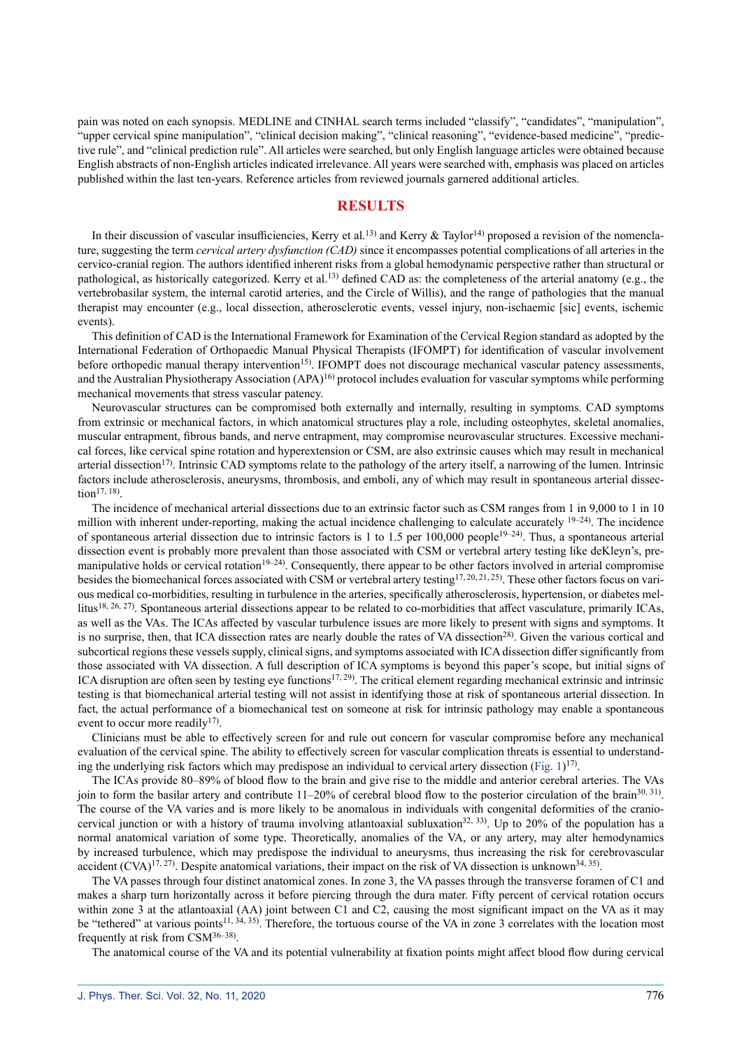pain was noted on each synopsis. MEDLINE and CINHAL search terms included "classify", "candidates", "manipulation", "upper cervical spine manipulation", "clinical decision making", "clinical reasoning", "evidence-based medicine", "predictive rule", and "clinical prediction rule". All articles were searched, but only English language articles were obtained because English abstracts of non-English articles indicated irrelevance. All years were searched with, emphasis was placed on articles published within the last ten-years. Reference articles from reviewed journals garnered additional articles.

## RESULTS

In their discussion of vascular insufficiencies, Kerry et al.[13] and Kerry & Taylor[14] proposed a revision of the nomenclature, suggesting the term *cervical artery dysfunction (CAD)* since it encompasses potential complications of all arteries in the cervico-cranial region. The authors identified inherent risks from a global hemodynamic perspective rather than structural or pathological, as historically categorized. Kerry et al.[13] defined CAD as: the completeness of the arterial anatomy (e.g., the vertebrobasilar system, the internal carotid arteries, and the Circle of Willis), and the range of pathologies that the manual therapist may encounter (e.g., local dissection, atherosclerotic events, vessel injury, non-ischaemic [sic] events, ischemic events).

This definition of CAD is the International Framework for Examination of the Cervical Region standard as adopted by the International Federation of Orthopaedic Manual Physical Therapists (IFOMPT) for identification of vascular involvement before orthopedic manual therapy intervention[15]. IFOMPT does not discourage mechanical vascular patency assessments, and the Australian Physiotherapy Association (APA)[16] protocol includes evaluation for vascular symptoms while performing mechanical movements that stress vascular patency.

Neurovascular structures can be compromised both externally and internally, resulting in symptoms. CAD symptoms from extrinsic or mechanical factors, in which anatomical structures play a role, including osteophytes, skeletal anomalies, muscular entrapment, fibrous bands, and nerve entrapment, may compromise neurovascular structures. Excessive mechanical forces, like cervical spine rotation and hyperextension or CSM, are also extrinsic causes which may result in mechanical arterial dissection[17]. Intrinsic CAD symptoms relate to the pathology of the artery itself, a narrowing of the lumen. Intrinsic factors include atherosclerosis, aneurysms, thrombosis, and emboli, any of which may result in spontaneous arterial dissection[17, 18].

The incidence of mechanical arterial dissections due to an extrinsic factor such as CSM ranges from 1 in 9,000 to 1 in 10 million with inherent under-reporting, making the actual incidence challenging to calculate accurately [19–24]. The incidence of spontaneous arterial dissection due to intrinsic factors is 1 to 1.5 per 100,000 people[19–24]. Thus, a spontaneous arterial dissection event is probably more prevalent than those associated with CSM or vertebral artery testing like deKleyn's, pre-manipulative holds or cervical rotation[19–24]. Consequently, there appear to be other factors involved in arterial compromise besides the biomechanical forces associated with CSM or vertebral artery testing[17, 20, 21, 25]. These other factors focus on various medical co-morbidities, resulting in turbulence in the arteries, specifically atherosclerosis, hypertension, or diabetes mellitus[18, 26, 27]. Spontaneous arterial dissections appear to be related to co-morbidities that affect vasculature, primarily ICAs, as well as the VAs. The ICAs affected by vascular turbulence issues are more likely to present with signs and symptoms. It is no surprise, then, that ICA dissection rates are nearly double the rates of VA dissection[28]. Given the various cortical and subcortical regions these vessels supply, clinical signs, and symptoms associated with ICA dissection differ significantly from those associated with VA dissection. A full description of ICA symptoms is beyond this paper's scope, but initial signs of ICA disruption are often seen by testing eye functions[17, 29]. The critical element regarding mechanical extrinsic and intrinsic testing is that biomechanical arterial testing will not assist in identifying those at risk of spontaneous arterial dissection. In fact, the actual performance of a biomechanical test on someone at risk for intrinsic pathology may enable a spontaneous event to occur more readily[17].

Clinicians must be able to effectively screen for and rule out concern for vascular compromise before any mechanical evaluation of the cervical spine. The ability to effectively screen for vascular complication threats is essential to understanding the underlying risk factors which may predispose an individual to cervical artery dissection (Fig. 1)[17].

The ICAs provide 80–89% of blood flow to the brain and give rise to the middle and anterior cerebral arteries. The VAs join to form the basilar artery and contribute 11–20% of cerebral blood flow to the posterior circulation of the brain[30, 31]. The course of the VA varies and is more likely to be anomalous in individuals with congenital deformities of the craniocervical junction or with a history of trauma involving atlantoaxial subluxation[32, 33]. Up to 20% of the population has a normal anatomical variation of some type. Theoretically, anomalies of the VA, or any artery, may alter hemodynamics by increased turbulence, which may predispose the individual to aneurysms, thus increasing the risk for cerebrovascular accident (CVA)[17, 27]. Despite anatomical variations, their impact on the risk of VA dissection is unknown[34, 35].

The VA passes through four distinct anatomical zones. In zone 3, the VA passes through the transverse foramen of C1 and makes a sharp turn horizontally across it before piercing through the dura mater. Fifty percent of cervical rotation occurs within zone 3 at the atlantoaxial (AA) joint between C1 and C2, causing the most significant impact on the VA as it may be "tethered" at various points[11, 34, 35]. Therefore, the tortuous course of the VA in zone 3 correlates with the location most frequently at risk from CSM[36–38].

The anatomical course of the VA and its potential vulnerability at fixation points might affect blood flow during cervical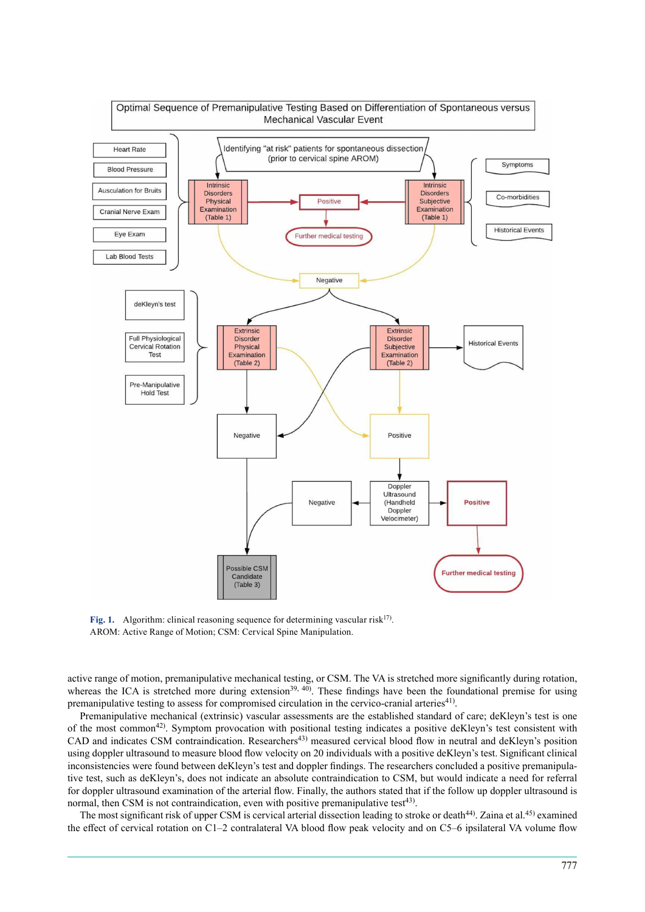Optimal Sequence of Premanipulative Testing Based on Differentiation of Spontaneous versus Mechanical Vascular Event

Identifying "at risk" patients for spontaneous dissection (prior to cervical spine AROM)

Heart Rate
Blood Pressure
Auscultation for Bruits
Cranial Nerve Exam
Eye Exam
Lab Blood Tests

Intrinsic Disorders Physical Examination (Table 1)

Positive

Intrinsic Disorders Subjective Examination (Table 1)

Symptoms
Co-morbidities
Historical Events

Further medical testing

Negative

deKleyn's test
Full Physiological Cervical Rotation Test
Pre-Manipulative Hold Test

Extrinsic Disorder Physical Examination (Table 2)

Extrinsic Disorder Subjective Examination (Table 2)

Historical Events

Negative

Positive

Negative

Doppler Ultrasound (Handheld Doppler Velocimeter)

Positive

Further medical testing

Possible CSM Candidate (Table 3)

**Fig. 1.** Algorithm: clinical reasoning sequence for determining vascular risk[17].
AROM: Active Range of Motion; CSM: Cervical Spine Manipulation.

active range of motion, premanipulative mechanical testing, or CSM. The VA is stretched more significantly during rotation, whereas the ICA is stretched more during extension[39, 40]. These findings have been the foundational premise for using premanipulative testing to assess for compromised circulation in the cervico-cranial arteries[41].

Premanipulative mechanical (extrinsic) vascular assessments are the established standard of care; deKleyn's test is one of the most common[42]. Symptom provocation with positional testing indicates a positive deKleyn's test consistent with CAD and indicates CSM contraindication. Researchers[43] measured cervical blood flow in neutral and deKleyn's position using doppler ultrasound to measure blood flow velocity on 20 individuals with a positive deKleyn's test. Significant clinical inconsistencies were found between deKleyn's test and doppler findings. The researchers concluded a positive premanipulative test, such as deKleyn's, does not indicate an absolute contraindication to CSM, but would indicate a need for referral for doppler ultrasound examination of the arterial flow. Finally, the authors stated that if the follow up doppler ultrasound is normal, then CSM is not contraindication, even with positive premanipulative test[43].

The most significant risk of upper CSM is cervical arterial dissection leading to stroke or death[44]. Zaina et al.[45] examined the effect of cervical rotation on C1–2 contralateral VA blood flow peak velocity and on C5–6 ipsilateral VA volume flow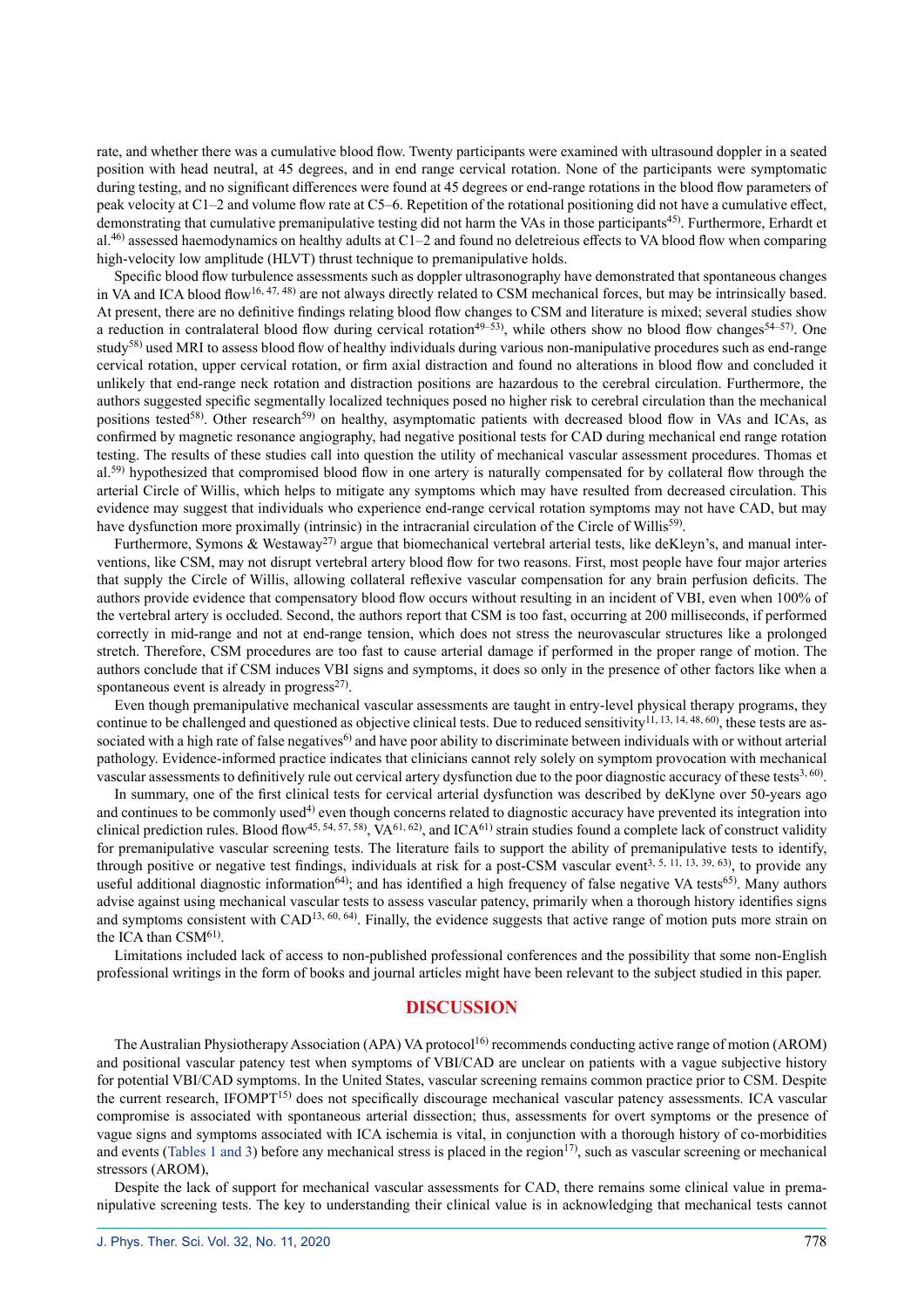rate, and whether there was a cumulative blood flow. Twenty participants were examined with ultrasound doppler in a seated position with head neutral, at 45 degrees, and in end range cervical rotation. None of the participants were symptomatic during testing, and no significant differences were found at 45 degrees or end-range rotations in the blood flow parameters of peak velocity at C1–2 and volume flow rate at C5–6. Repetition of the rotational positioning did not have a cumulative effect, demonstrating that cumulative premanipulative testing did not harm the VAs in those participants[45]. Furthermore, Erhardt et al.[46] assessed haemodynamics on healthy adults at C1–2 and found no deletreious effects to VA blood flow when comparing high-velocity low amplitude (HLVT) thrust technique to premanipulative holds.

Specific blood flow turbulence assessments such as doppler ultrasonography have demonstrated that spontaneous changes in VA and ICA blood flow[16, 47, 48] are not always directly related to CSM mechanical forces, but may be intrinsically based. At present, there are no definitive findings relating blood flow changes to CSM and literature is mixed; several studies show a reduction in contralateral blood flow during cervical rotation[49–53], while others show no blood flow changes[54–57]. One study[58] used MRI to assess blood flow of healthy individuals during various non-manipulative procedures such as end-range cervical rotation, upper cervical rotation, or firm axial distraction and found no alterations in blood flow and concluded it unlikely that end-range neck rotation and distraction positions are hazardous to the cerebral circulation. Furthermore, the authors suggested specific segmentally localized techniques posed no higher risk to cerebral circulation than the mechanical positions tested[58]. Other research[59] on healthy, asymptomatic patients with decreased blood flow in VAs and ICAs, as confirmed by magnetic resonance angiography, had negative positional tests for CAD during mechanical end range rotation testing. The results of these studies call into question the utility of mechanical vascular assessment procedures. Thomas et al.[59] hypothesized that compromised blood flow in one artery is naturally compensated for by collateral flow through the arterial Circle of Willis, which helps to mitigate any symptoms which may have resulted from decreased circulation. This evidence may suggest that individuals who experience end-range cervical rotation symptoms may not have CAD, but may have dysfunction more proximally (intrinsic) in the intracranial circulation of the Circle of Willis[59].

Furthermore, Symons & Westaway[27] argue that biomechanical vertebral arterial tests, like deKleyn's, and manual interventions, like CSM, may not disrupt vertebral artery blood flow for two reasons. First, most people have four major arteries that supply the Circle of Willis, allowing collateral reflexive vascular compensation for any brain perfusion deficits. The authors provide evidence that compensatory blood flow occurs without resulting in an incident of VBI, even when 100% of the vertebral artery is occluded. Second, the authors report that CSM is too fast, occurring at 200 milliseconds, if performed correctly in mid-range and not at end-range tension, which does not stress the neurovascular structures like a prolonged stretch. Therefore, CSM procedures are too fast to cause arterial damage if performed in the proper range of motion. The authors conclude that if CSM induces VBI signs and symptoms, it does so only in the presence of other factors like when a spontaneous event is already in progress[27].

Even though premanipulative mechanical vascular assessments are taught in entry-level physical therapy programs, they continue to be challenged and questioned as objective clinical tests. Due to reduced sensitivity[11, 13, 14, 48, 60], these tests are associated with a high rate of false negatives[6] and have poor ability to discriminate between individuals with or without arterial pathology. Evidence-informed practice indicates that clinicians cannot rely solely on symptom provocation with mechanical vascular assessments to definitively rule out cervical artery dysfunction due to the poor diagnostic accuracy of these tests[3, 60].

In summary, one of the first clinical tests for cervical arterial dysfunction was described by deKlyne over 50-years ago and continues to be commonly used[4] even though concerns related to diagnostic accuracy have prevented its integration into clinical prediction rules. Blood flow[45, 54, 57, 58], VA[61, 62], and ICA[61] strain studies found a complete lack of construct validity for premanipulative vascular screening tests. The literature fails to support the ability of premanipulative tests to identify, through positive or negative test findings, individuals at risk for a post-CSM vascular event[3, 5, 11, 13, 39, 63], to provide any useful additional diagnostic information[64]; and has identified a high frequency of false negative VA tests[65]. Many authors advise against using mechanical vascular tests to assess vascular patency, primarily when a thorough history identifies signs and symptoms consistent with CAD[13, 60, 64]. Finally, the evidence suggests that active range of motion puts more strain on the ICA than CSM[61].

Limitations included lack of access to non-published professional conferences and the possibility that some non-English professional writings in the form of books and journal articles might have been relevant to the subject studied in this paper.

## DISCUSSION

The Australian Physiotherapy Association (APA) VA protocol[16] recommends conducting active range of motion (AROM) and positional vascular patency test when symptoms of VBI/CAD are unclear on patients with a vague subjective history for potential VBI/CAD symptoms. In the United States, vascular screening remains common practice prior to CSM. Despite the current research, IFOMPT[15] does not specifically discourage mechanical vascular patency assessments. ICA vascular compromise is associated with spontaneous arterial dissection; thus, assessments for overt symptoms or the presence of vague signs and symptoms associated with ICA ischemia is vital, in conjunction with a thorough history of co-morbidities and events (Tables 1 and 3) before any mechanical stress is placed in the region[17], such as vascular screening or mechanical stressors (AROM),

Despite the lack of support for mechanical vascular assessments for CAD, there remains some clinical value in premanipulative screening tests. The key to understanding their clinical value is in acknowledging that mechanical tests cannot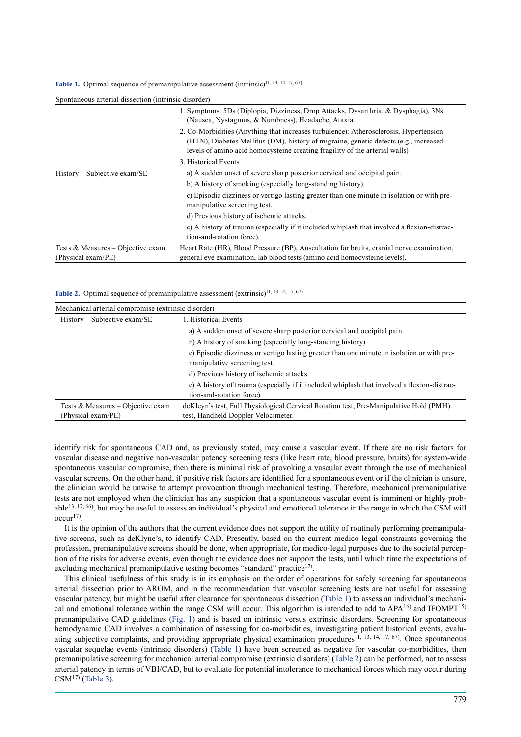**Table 1.** Optimal sequence of premanipulative assessment (intrinsic)[11, 13, 14, 17, 67]

| Spontaneous arterial dissection (intrinsic disorder) | |
|---|---|
| History – Subjective exam/SE | 1. Symptoms: 5Ds (Diplopia, Dizziness, Drop Attacks, Dysarthria, & Dysphagia), 3Ns (Nausea, Nystagmus, & Numbness), Headache, Ataxia |
| | 2. Co-Morbidities (Anything that increases turbulence): Atherosclerosis, Hypertension (HTN), Diabetes Mellitus (DM), history of migraine, genetic defects (e.g., increased levels of amino acid homocysteine creating fragility of the arterial walls) |
| | 3. Historical Events |
| | a) A sudden onset of severe sharp posterior cervical and occipital pain. |
| | b) A history of smoking (especially long-standing history). |
| | c) Episodic dizziness or vertigo lasting greater than one minute in isolation or with pre-manipulative screening test. |
| | d) Previous history of ischemic attacks. |
| | e) A history of trauma (especially if it included whiplash that involved a flexion-distraction-and-rotation force). |
| Tests & Measures – Objective exam (Physical exam/PE) | Heart Rate (HR), Blood Pressure (BP), Auscultation for bruits, cranial nerve examination, general eye examination, lab blood tests (amino acid homocysteine levels). |

**Table 2.** Optimal sequence of premanipulative assessment (extrinsic)[11, 13, 14, 17, 67]

| Mechanical arterial compromise (extrinsic disorder) | |
|---|---|
| History – Subjective exam/SE | 1. Historical Events |
| | a) A sudden onset of severe sharp posterior cervical and occipital pain. |
| | b) A history of smoking (especially long-standing history). |
| | c) Episodic dizziness or vertigo lasting greater than one minute in isolation or with pre-manipulative screening test. |
| | d) Previous history of ischemic attacks. |
| | e) A history of trauma (especially if it included whiplash that involved a flexion-distraction-and-rotation force). |
| Tests & Measures – Objective exam (Physical exam/PE) | deKleyn's test, Full Physiological Cervical Rotation test, Pre-Manipulative Hold (PMH) test, Handheld Doppler Velocimeter. |

identify risk for spontaneous CAD and, as previously stated, may cause a vascular event. If there are no risk factors for vascular disease and negative non-vascular patency screening tests (like heart rate, blood pressure, bruits) for system-wide spontaneous vascular compromise, then there is minimal risk of provoking a vascular event through the use of mechanical vascular screens. On the other hand, if positive risk factors are identified for a spontaneous event or if the clinician is unsure, the clinician would be unwise to attempt provocation through mechanical testing. Therefore, mechanical premanipulative tests are not employed when the clinician has any suspicion that a spontaneous vascular event is imminent or highly probable[13, 17, 66], but may be useful to assess an individual's physical and emotional tolerance in the range in which the CSM will occur[17].

It is the opinion of the authors that the current evidence does not support the utility of routinely performing premanipulative screens, such as deKlyne's, to identify CAD. Presently, based on the current medico-legal constraints governing the profession, premanipulative screens should be done, when appropriate, for medico-legal purposes due to the societal perception of the risks for adverse events, even though the evidence does not support the tests, until which time the expectations of excluding mechanical premanipulative testing becomes "standard" practice[17].

This clinical usefulness of this study is in its emphasis on the order of operations for safely screening for spontaneous arterial dissection prior to AROM, and in the recommendation that vascular screening tests are not useful for assessing vascular patency, but might be useful after clearance for spontaneous dissection (Table 1) to assess an individual's mechanical and emotional tolerance within the range CSM will occur. This algorithm is intended to add to APA[16] and IFOMPT[15] premanipulative CAD guidelines (Fig. 1) and is based on intrinsic versus extrinsic disorders. Screening for spontaneous hemodynamic CAD involves a combination of assessing for co-morbidities, investigating patient historical events, evaluating subjective complaints, and providing appropriate physical examination procedures[11, 13, 14, 17, 67]. Once spontaneous vascular sequelae events (intrinsic disorders) (Table 1) have been screened as negative for vascular co-morbidities, then premanipulative screening for mechanical arterial compromise (extrinsic disorders) (Table 2) can be performed, not to assess arterial patency in terms of VBI/CAD, but to evaluate for potential intolerance to mechanical forces which may occur during CSM[17] (Table 3).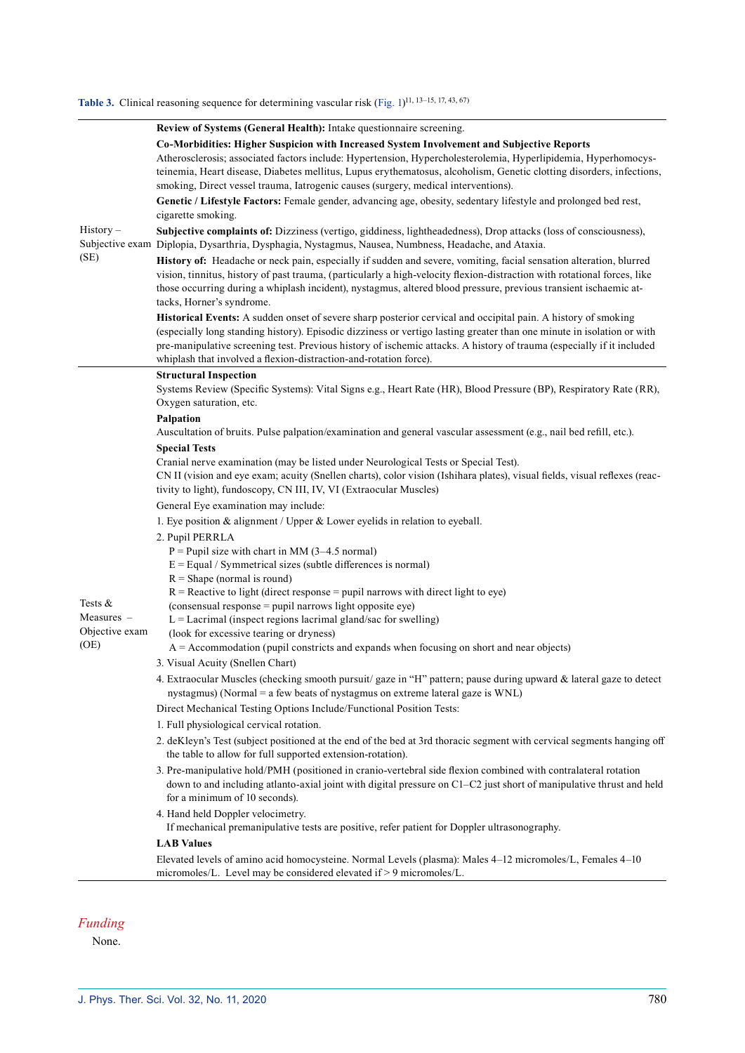**Table 3.** Clinical reasoning sequence for determining vascular risk (Fig. 1)[11, 13–15, 17, 43, 67]

| | |
|---|---|
| History – Subjective exam (SE) | **Review of Systems (General Health):** Intake questionnaire screening.<br>**Co-Morbidities: Higher Suspicion with Increased System Involvement and Subjective Reports**<br>Atherosclerosis; associated factors include: Hypertension, Hypercholesterolemia, Hyperlipidemia, Hyperhomocysteinemia, Heart disease, Diabetes mellitus, Lupus erythematosus, alcoholism, Genetic clotting disorders, infections, smoking, Direct vessel trauma, Iatrogenic causes (surgery, medical interventions).<br>**Genetic / Lifestyle Factors:** Female gender, advancing age, obesity, sedentary lifestyle and prolonged bed rest, cigarette smoking.<br>**Subjective complaints of:** Dizziness (vertigo, giddiness, lightheadedness), Drop attacks (loss of consciousness), Diplopia, Dysarthria, Dysphagia, Nystagmus, Nausea, Numbness, Headache, and Ataxia.<br>**History of:** Headache or neck pain, especially if sudden and severe, vomiting, facial sensation alteration, blurred vision, tinnitus, history of past trauma, (particularly a high-velocity flexion-distraction with rotational forces, like those occurring during a whiplash incident), nystagmus, altered blood pressure, previous transient ischaemic attacks, Horner's syndrome.<br>**Historical Events:** A sudden onset of severe sharp posterior cervical and occipital pain. A history of smoking (especially long standing history). Episodic dizziness or vertigo lasting greater than one minute in isolation or with pre-manipulative screening test. Previous history of ischemic attacks. A history of trauma (especially if it included whiplash that involved a flexion-distraction-and-rotation force). |
| Tests & Measures – Objective exam (OE) | **Structural Inspection**<br>Systems Review (Specific Systems): Vital Signs e.g., Heart Rate (HR), Blood Pressure (BP), Respiratory Rate (RR), Oxygen saturation, etc.<br>**Palpation**<br>Auscultation of bruits. Pulse palpation/examination and general vascular assessment (e.g., nail bed refill, etc.).<br>**Special Tests**<br>Cranial nerve examination (may be listed under Neurological Tests or Special Test).<br>CN II (vision and eye exam; acuity (Snellen charts), color vision (Ishihara plates), visual fields, visual reflexes (reactivity to light), fundoscopy, CN III, IV, VI (Extraocular Muscles)<br>General Eye examination may include:<br>1. Eye position & alignment / Upper & Lower eyelids in relation to eyeball.<br>2. Pupil PERRLA<br>P = Pupil size with chart in MM (3–4.5 normal)<br>E = Equal / Symmetrical sizes (subtle differences is normal)<br>R = Shape (normal is round)<br>R = Reactive to light (direct response = pupil narrows with direct light to eye)<br>(consensual response = pupil narrows light opposite eye)<br>L = Lacrimal (inspect regions lacrimal gland/sac for swelling)<br>(look for excessive tearing or dryness)<br>A = Accommodation (pupil constricts and expands when focusing on short and near objects)<br>3. Visual Acuity (Snellen Chart)<br>4. Extraocular Muscles (checking smooth pursuit/ gaze in "H" pattern; pause during upward & lateral gaze to detect nystagmus) (Normal = a few beats of nystagmus on extreme lateral gaze is WNL)<br>Direct Mechanical Testing Options Include/Functional Position Tests:<br>1. Full physiological cervical rotation.<br>2. deKleyn's Test (subject positioned at the end of the bed at 3rd thoracic segment with cervical segments hanging off the table to allow for full supported extension-rotation).<br>3. Pre-manipulative hold/PMH (positioned in cranio-vertebral side flexion combined with contralateral rotation down to and including atlanto-axial joint with digital pressure on C1–C2 just short of manipulative thrust and held for a minimum of 10 seconds).<br>4. Hand held Doppler velocimetry.<br>If mechanical premanipulative tests are positive, refer patient for Doppler ultrasonography.<br>**LAB Values**<br>Elevated levels of amino acid homocysteine. Normal Levels (plasma): Males 4–12 micromoles/L, Females 4–10 micromoles/L. Level may be considered elevated if > 9 micromoles/L. |

## *Funding*

None.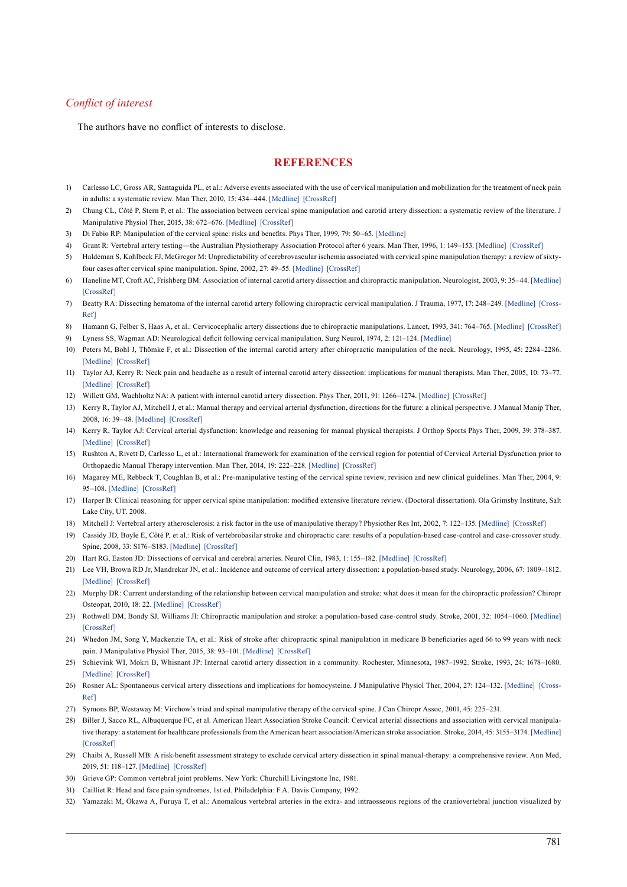## *Conflict of interest*

The authors have no conflict of interests to disclose.

## REFERENCES

1) Carlesso LC, Gross AR, Santaguida PL, et al.: Adverse events associated with the use of cervical manipulation and mobilization for the treatment of neck pain in adults: a systematic review. Man Ther, 2010, 15: 434–444. [Medline] [CrossRef]
2) Chung CL, Côté P, Stern P, et al.: The association between cervical spine manipulation and carotid artery dissection: a systematic review of the literature. J Manipulative Physiol Ther, 2015, 38: 672–676. [Medline] [CrossRef]
3) Di Fabio RP: Manipulation of the cervical spine: risks and benefits. Phys Ther, 1999, 79: 50–65. [Medline]
4) Grant R: Vertebral artery testing—the Australian Physiotherapy Association Protocol after 6 years. Man Ther, 1996, 1: 149–153. [Medline] [CrossRef]
5) Haldeman S, Kohlbeck FJ, McGregor M: Unpredictability of cerebrovascular ischemia associated with cervical spine manipulation therapy: a review of sixty-four cases after cervical spine manipulation. Spine, 2002, 27: 49–55. [Medline] [CrossRef]
6) Haneline MT, Croft AC, Frishberg BM: Association of internal carotid artery dissection and chiropractic manipulation. Neurologist, 2003, 9: 35–44. [Medline] [CrossRef]
7) Beatty RA: Dissecting hematoma of the internal carotid artery following chiropractic cervical manipulation. J Trauma, 1977, 17: 248–249. [Medline] [CrossRef]
8) Hamann G, Felber S, Haas A, et al.: Cervicocephalic artery dissections due to chiropractic manipulations. Lancet, 1993, 341: 764–765. [Medline] [CrossRef]
9) Lyness SS, Wagman AD: Neurological deficit following cervical manipulation. Surg Neurol, 1974, 2: 121–124. [Medline]
10) Peters M, Bohl J, Thömke F, et al.: Dissection of the internal carotid artery after chiropractic manipulation of the neck. Neurology, 1995, 45: 2284–2286. [Medline] [CrossRef]
11) Taylor AJ, Kerry R: Neck pain and headache as a result of internal carotid artery dissection: implications for manual therapists. Man Ther, 2005, 10: 73–77. [Medline] [CrossRef]
12) Willett GM, Wachholtz NA: A patient with internal carotid artery dissection. Phys Ther, 2011, 91: 1266–1274. [Medline] [CrossRef]
13) Kerry R, Taylor AJ, Mitchell J, et al.: Manual therapy and cervical arterial dysfunction, directions for the future: a clinical perspective. J Manual Manip Ther, 2008, 16: 39–48. [Medline] [CrossRef]
14) Kerry R, Taylor AJ: Cervical arterial dysfunction: knowledge and reasoning for manual physical therapists. J Orthop Sports Phys Ther, 2009, 39: 378–387. [Medline] [CrossRef]
15) Rushton A, Rivett D, Carlesso L, et al.: International framework for examination of the cervical region for potential of Cervical Arterial Dysfunction prior to Orthopaedic Manual Therapy intervention. Man Ther, 2014, 19: 222–228. [Medline] [CrossRef]
16) Magarey ME, Rebbeck T, Coughlan B, et al.: Pre-manipulative testing of the cervical spine review, revision and new clinical guidelines. Man Ther, 2004, 9: 95–108. [Medline] [CrossRef]
17) Harper B: Clinical reasoning for upper cervical spine manipulation: modified extensive literature review. (Doctoral dissertation). Ola Grimsby Institute, Salt Lake City, UT. 2008.
18) Mitchell J: Vertebral artery atherosclerosis: a risk factor in the use of manipulative therapy? Physiother Res Int, 2002, 7: 122–135. [Medline] [CrossRef]
19) Cassidy JD, Boyle E, Côté P, et al.: Risk of vertebrobasilar stroke and chiropractic care: results of a population-based case-control and case-crossover study. Spine, 2008, 33: S176–S183. [Medline] [CrossRef]
20) Hart RG, Easton JD: Dissections of cervical and cerebral arteries. Neurol Clin, 1983, 1: 155–182. [Medline] [CrossRef]
21) Lee VH, Brown RD Jr, Mandrekar JN, et al.: Incidence and outcome of cervical artery dissection: a population-based study. Neurology, 2006, 67: 1809–1812. [Medline] [CrossRef]
22) Murphy DR: Current understanding of the relationship between cervical manipulation and stroke: what does it mean for the chiropractic profession? Chiropr Osteopat, 2010, 18: 22. [Medline] [CrossRef]
23) Rothwell DM, Bondy SJ, Williams JI: Chiropractic manipulation and stroke: a population-based case-control study. Stroke, 2001, 32: 1054–1060. [Medline] [CrossRef]
24) Whedon JM, Song Y, Mackenzie TA, et al.: Risk of stroke after chiropractic spinal manipulation in medicare B beneficiaries aged 66 to 99 years with neck pain. J Manipulative Physiol Ther, 2015, 38: 93–101. [Medline] [CrossRef]
25) Schievink WI, Mokri B, Whisnant JP: Internal carotid artery dissection in a community. Rochester, Minnesota, 1987–1992. Stroke, 1993, 24: 1678–1680. [Medline] [CrossRef]
26) Rosner AL: Spontaneous cervical artery dissections and implications for homocysteine. J Manipulative Physiol Ther, 2004, 27: 124–132. [Medline] [CrossRef]
27) Symons BP, Westaway M: Virchow's triad and spinal manipulative therapy of the cervical spine. J Can Chiropr Assoc, 2001, 45: 225–231.
28) Biller J, Sacco RL, Albuquerque FC, et al. American Heart Association Stroke Council: Cervical arterial dissections and association with cervical manipulative therapy: a statement for healthcare professionals from the American heart association/American stroke association. Stroke, 2014, 45: 3155–3174. [Medline] [CrossRef]
29) Chaibi A, Russell MB: A risk-benefit assessment strategy to exclude cervical artery dissection in spinal manual-therapy: a comprehensive review. Ann Med, 2019, 51: 118–127. [Medline] [CrossRef]
30) Grieve GP: Common vertebral joint problems. New York: Churchill Livingstone Inc, 1981.
31) Cailliet R: Head and face pain syndromes, 1st ed. Philadelphia: F.A. Davis Company, 1992.
32) Yamazaki M, Okawa A, Furuya T, et al.: Anomalous vertebral arteries in the extra- and intraosseous regions of the craniovertebral junction visualized by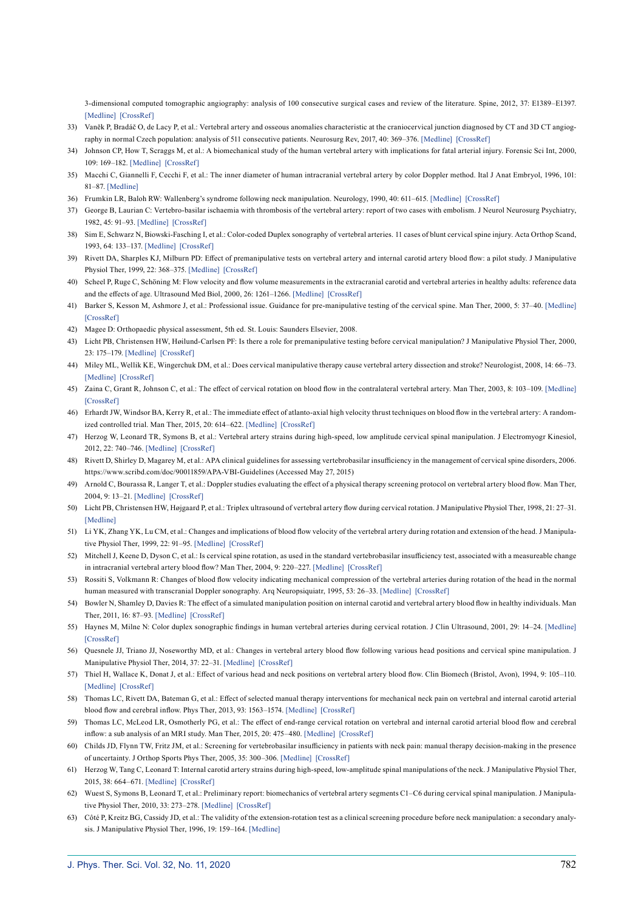3-dimensional computed tomographic angiography: analysis of 100 consecutive surgical cases and review of the literature. Spine, 2012, 37: E1389–E1397. [Medline] [CrossRef]

33) Vaněk P, Bradáč O, de Lacy P, et al.: Vertebral artery and osseous anomalies characteristic at the craniocervical junction diagnosed by CT and 3D CT angiography in normal Czech population: analysis of 511 consecutive patients. Neurosurg Rev, 2017, 40: 369–376. [Medline] [CrossRef]
34) Johnson CP, How T, Scraggs M, et al.: A biomechanical study of the human vertebral artery with implications for fatal arterial injury. Forensic Sci Int, 2000, 109: 169–182. [Medline] [CrossRef]
35) Macchi C, Giannelli F, Cecchi F, et al.: The inner diameter of human intracranial vertebral artery by color Doppler method. Ital J Anat Embryol, 1996, 101: 81–87. [Medline]
36) Frumkin LR, Baloh RW: Wallenberg's syndrome following neck manipulation. Neurology, 1990, 40: 611–615. [Medline] [CrossRef]
37) George B, Laurian C: Vertebro-basilar ischaemia with thrombosis of the vertebral artery: report of two cases with embolism. J Neurol Neurosurg Psychiatry, 1982, 45: 91–93. [Medline] [CrossRef]
38) Sim E, Schwarz N, Biowski-Fasching I, et al.: Color-coded Duplex sonography of vertebral arteries. 11 cases of blunt cervical spine injury. Acta Orthop Scand, 1993, 64: 133–137. [Medline] [CrossRef]
39) Rivett DA, Sharples KJ, Milburn PD: Effect of premanipulative tests on vertebral artery and internal carotid artery blood flow: a pilot study. J Manipulative Physiol Ther, 1999, 22: 368–375. [Medline] [CrossRef]
40) Scheel P, Ruge C, Schöning M: Flow velocity and flow volume measurements in the extracranial carotid and vertebral arteries in healthy adults: reference data and the effects of age. Ultrasound Med Biol, 2000, 26: 1261–1266. [Medline] [CrossRef]
41) Barker S, Kesson M, Ashmore J, et al.: Professional issue. Guidance for pre-manipulative testing of the cervical spine. Man Ther, 2000, 5: 37–40. [Medline] [CrossRef]
42) Magee D: Orthopaedic physical assessment, 5th ed. St. Louis: Saunders Elsevier, 2008.
43) Licht PB, Christensen HW, Høilund-Carlsen PF: Is there a role for premanipulative testing before cervical manipulation? J Manipulative Physiol Ther, 2000, 23: 175–179. [Medline] [CrossRef]
44) Miley ML, Wellik KE, Wingerchuk DM, et al.: Does cervical manipulative therapy cause vertebral artery dissection and stroke? Neurologist, 2008, 14: 66–73. [Medline] [CrossRef]
45) Zaina C, Grant R, Johnson C, et al.: The effect of cervical rotation on blood flow in the contralateral vertebral artery. Man Ther, 2003, 8: 103–109. [Medline] [CrossRef]
46) Erhardt JW, Windsor BA, Kerry R, et al.: The immediate effect of atlanto-axial high velocity thrust techniques on blood flow in the vertebral artery: A randomized controlled trial. Man Ther, 2015, 20: 614–622. [Medline] [CrossRef]
47) Herzog W, Leonard TR, Symons B, et al.: Vertebral artery strains during high-speed, low amplitude cervical spinal manipulation. J Electromyogr Kinesiol, 2012, 22: 740–746. [Medline] [CrossRef]
48) Rivett D, Shirley D, Magarey M, et al.: APA clinical guidelines for assessing vertebrobasilar insufficiency in the management of cervical spine disorders, 2006. https://www.scribd.com/doc/90011859/APA-VBI-Guidelines (Accessed May 27, 2015)
49) Arnold C, Bourassa R, Langer T, et al.: Doppler studies evaluating the effect of a physical therapy screening protocol on vertebral artery blood flow. Man Ther, 2004, 9: 13–21. [Medline] [CrossRef]
50) Licht PB, Christensen HW, Højgaard P, et al.: Triplex ultrasound of vertebral artery flow during cervical rotation. J Manipulative Physiol Ther, 1998, 21: 27–31. [Medline]
51) Li YK, Zhang YK, Lu CM, et al.: Changes and implications of blood flow velocity of the vertebral artery during rotation and extension of the head. J Manipulative Physiol Ther, 1999, 22: 91–95. [Medline] [CrossRef]
52) Mitchell J, Keene D, Dyson C, et al.: Is cervical spine rotation, as used in the standard vertebrobasilar insufficiency test, associated with a measureable change in intracranial vertebral artery blood flow? Man Ther, 2004, 9: 220–227. [Medline] [CrossRef]
53) Rossiti S, Volkmann R: Changes of blood flow velocity indicating mechanical compression of the vertebral arteries during rotation of the head in the normal human measured with transcranial Doppler sonography. Arq Neuropsiquiatr, 1995, 53: 26–33. [Medline] [CrossRef]
54) Bowler N, Shamley D, Davies R: The effect of a simulated manipulation position on internal carotid and vertebral artery blood flow in healthy individuals. Man Ther, 2011, 16: 87–93. [Medline] [CrossRef]
55) Haynes M, Milne N: Color duplex sonographic findings in human vertebral arteries during cervical rotation. J Clin Ultrasound, 2001, 29: 14–24. [Medline] [CrossRef]
56) Quesnele JJ, Triano JJ, Noseworthy MD, et al.: Changes in vertebral artery blood flow following various head positions and cervical spine manipulation. J Manipulative Physiol Ther, 2014, 37: 22–31. [Medline] [CrossRef]
57) Thiel H, Wallace K, Donat J, et al.: Effect of various head and neck positions on vertebral artery blood flow. Clin Biomech (Bristol, Avon), 1994, 9: 105–110. [Medline] [CrossRef]
58) Thomas LC, Rivett DA, Bateman G, et al.: Effect of selected manual therapy interventions for mechanical neck pain on vertebral and internal carotid arterial blood flow and cerebral inflow. Phys Ther, 2013, 93: 1563–1574. [Medline] [CrossRef]
59) Thomas LC, McLeod LR, Osmotherly PG, et al.: The effect of end-range cervical rotation on vertebral and internal carotid arterial blood flow and cerebral inflow: a sub analysis of an MRI study. Man Ther, 2015, 20: 475–480. [Medline] [CrossRef]
60) Childs JD, Flynn TW, Fritz JM, et al.: Screening for vertebrobasilar insufficiency in patients with neck pain: manual therapy decision-making in the presence of uncertainty. J Orthop Sports Phys Ther, 2005, 35: 300–306. [Medline] [CrossRef]
61) Herzog W, Tang C, Leonard T: Internal carotid artery strains during high-speed, low-amplitude spinal manipulations of the neck. J Manipulative Physiol Ther, 2015, 38: 664–671. [Medline] [CrossRef]
62) Wuest S, Symons B, Leonard T, et al.: Preliminary report: biomechanics of vertebral artery segments C1–C6 during cervical spinal manipulation. J Manipulative Physiol Ther, 2010, 33: 273–278. [Medline] [CrossRef]
63) Côté P, Kreitz BG, Cassidy JD, et al.: The validity of the extension-rotation test as a clinical screening procedure before neck manipulation: a secondary analysis. J Manipulative Physiol Ther, 1996, 19: 159–164. [Medline]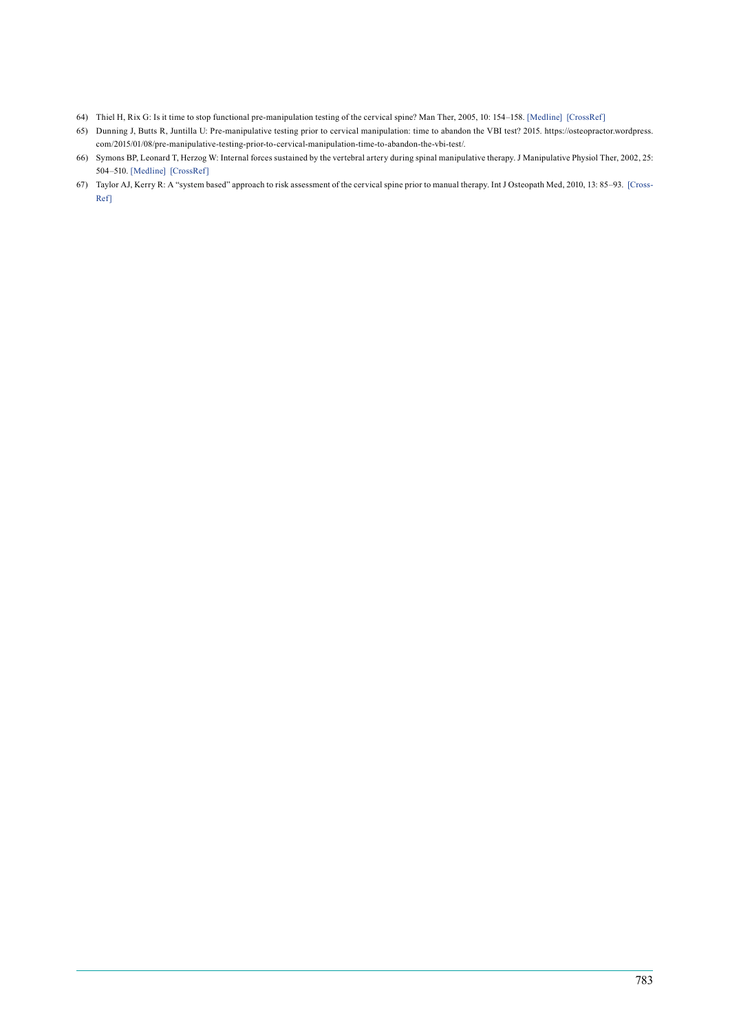64) Thiel H, Rix G: Is it time to stop functional pre-manipulation testing of the cervical spine? Man Ther, 2005, 10: 154–158. [Medline] [CrossRef]

65) Dunning J, Butts R, Juntilla U: Pre-manipulative testing prior to cervical manipulation: time to abandon the VBI test? 2015. https://osteopractor.wordpress.com/2015/01/08/pre-manipulative-testing-prior-to-cervical-manipulation-time-to-abandon-the-vbi-test/.

66) Symons BP, Leonard T, Herzog W: Internal forces sustained by the vertebral artery during spinal manipulative therapy. J Manipulative Physiol Ther, 2002, 25: 504–510. [Medline] [CrossRef]

67) Taylor AJ, Kerry R: A "system based" approach to risk assessment of the cervical spine prior to manual therapy. Int J Osteopath Med, 2010, 13: 85–93. [CrossRef]